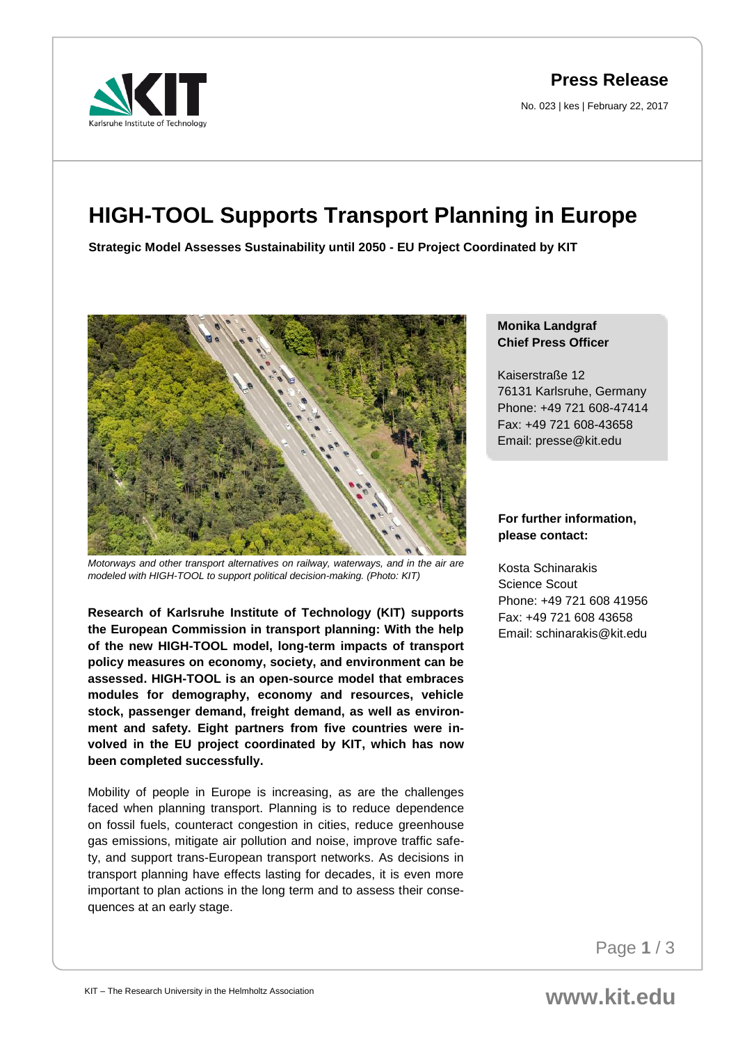**Press Release**

No. 023 | kes | February 22, 2017

# HIGH-TOOL Supports Transport Planning in Europe

**Strategic Model Assesses Sustainability until 2050 - EU Project Coordinated by KIT**

*Motorways and other transport alternatives on railway, waterways, and in the air are modeled with HIGH-TOOL to support political decision-making. (Photo: KIT)*

**Research of Karlsruhe Institute of Technology (KIT) supports the European Commission in transport planning: With the help of the new HIGH-TOOL model, long-term impacts of transport policy measures on economy, society, and environment can be assessed. HIGH-TOOL is an open-source model that embraces modules for demography, economy and resources, vehicle stock, passenger demand, freight demand, as well as environment and safety. Eight partners from five countries were involved in the EU project coordinated by KIT, which has now been completed successfully.**

Mobility of people in Europe is increasing, as are the challenges faced when planning transport. Planning is to reduce dependence on fossil fuels, counteract congestion in cities, reduce greenhouse gas emissions, mitigate air pollution and noise, improve traffic safety, and support trans-European transport networks. As decisions in transport planning have effects lasting for decades, it is even more important to plan actions in the long term and to assess their consequences at an early stage.

**Monika Landgraf**
**Chief Press Officer**

Kaiserstraße 12
76131 Karlsruhe, Germany
Phone: +49 721 608-47414
Fax: +49 721 608-43658
Email: presse@kit.edu

**For further information, please contact:**

Kosta Schinarakis
Science Scout
Phone: +49 721 608 41956
Fax: +49 721 608 43658
Email: schinarakis@kit.edu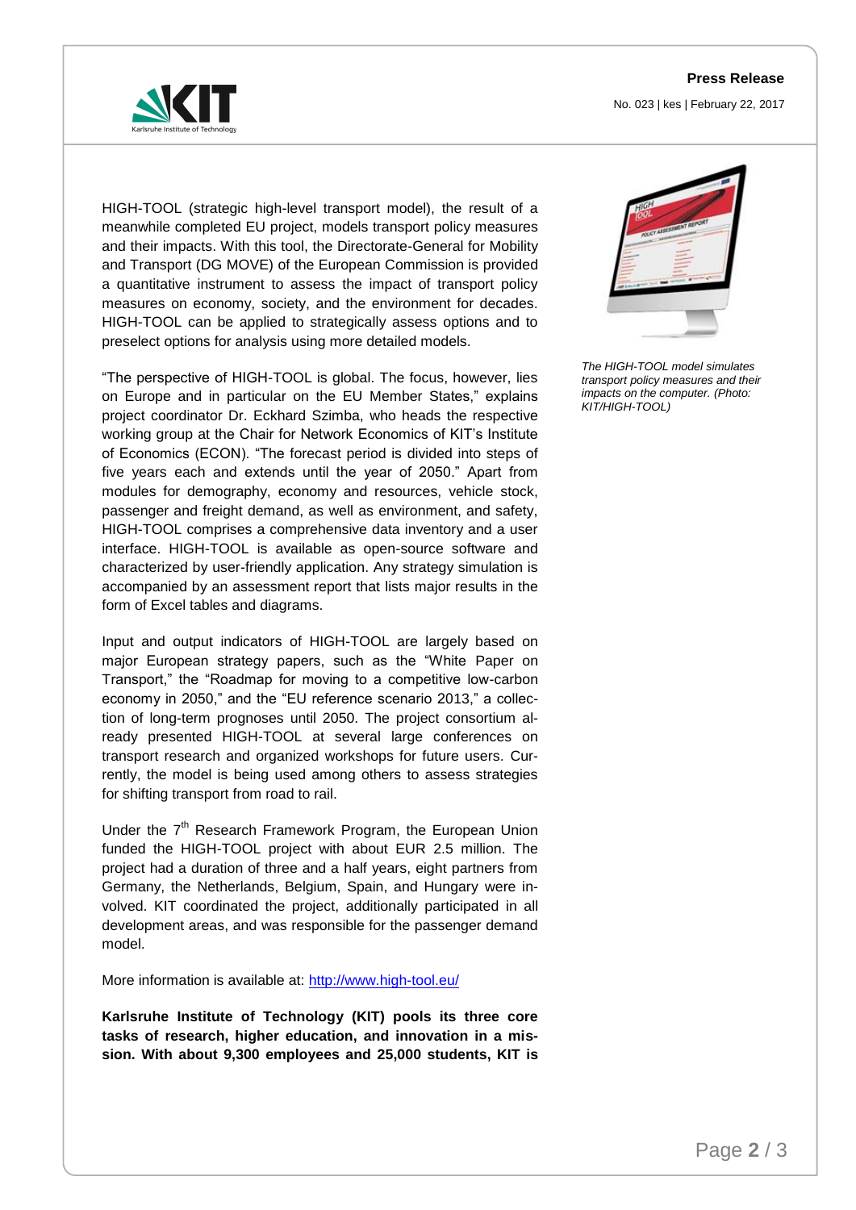HIGH-TOOL (strategic high-level transport model), the result of a meanwhile completed EU project, models transport policy measures and their impacts. With this tool, the Directorate-General for Mobility and Transport (DG MOVE) of the European Commission is provided a quantitative instrument to assess the impact of transport policy measures on economy, society, and the environment for decades. HIGH-TOOL can be applied to strategically assess options and to preselect options for analysis using more detailed models.

*The HIGH-TOOL model simulates transport policy measures and their impacts on the computer. (Photo: KIT/HIGH-TOOL)*

“The perspective of HIGH-TOOL is global. The focus, however, lies on Europe and in particular on the EU Member States,” explains project coordinator Dr. Eckhard Szimba, who heads the respective working group at the Chair for Network Economics of KIT’s Institute of Economics (ECON). “The forecast period is divided into steps of five years each and extends until the year of 2050.” Apart from modules for demography, economy and resources, vehicle stock, passenger and freight demand, as well as environment, and safety, HIGH-TOOL comprises a comprehensive data inventory and a user interface. HIGH-TOOL is available as open-source software and characterized by user-friendly application. Any strategy simulation is accompanied by an assessment report that lists major results in the form of Excel tables and diagrams.

Input and output indicators of HIGH-TOOL are largely based on major European strategy papers, such as the “White Paper on Transport,” the “Roadmap for moving to a competitive low-carbon economy in 2050,” and the “EU reference scenario 2013,” a collection of long-term prognoses until 2050. The project consortium already presented HIGH-TOOL at several large conferences on transport research and organized workshops for future users. Currently, the model is being used among others to assess strategies for shifting transport from road to rail.

Under the 7th Research Framework Program, the European Union funded the HIGH-TOOL project with about EUR 2.5 million. The project had a duration of three and a half years, eight partners from Germany, the Netherlands, Belgium, Spain, and Hungary were involved. KIT coordinated the project, additionally participated in all development areas, and was responsible for the passenger demand model.

More information is available at: [http://www.high-tool.eu/](http://www.high-tool.eu/)

**Karlsruhe Institute of Technology (KIT) pools its three core tasks of research, higher education, and innovation in a mission. With about 9,300 employees and 25,000 students, KIT is**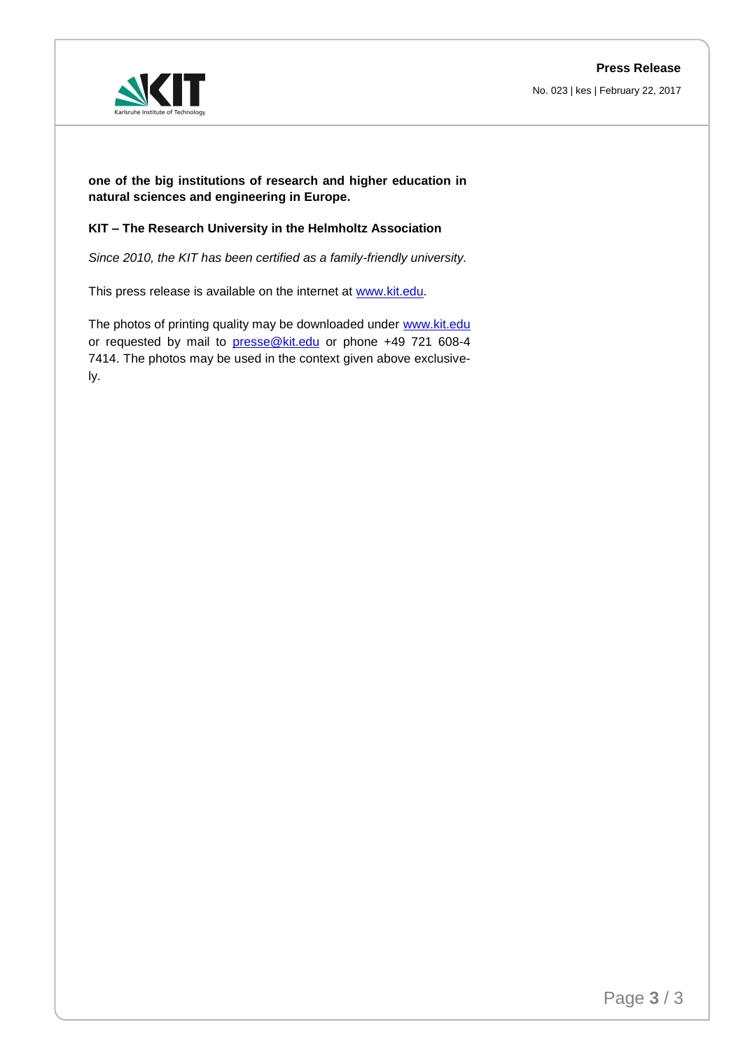**one of the big institutions of research and higher education in natural sciences and engineering in Europe.**

**KIT – The Research University in the Helmholtz Association**

*Since 2010, the KIT has been certified as a family-friendly university.*

This press release is available on the internet at www.kit.edu.

The photos of printing quality may be downloaded under www.kit.edu or requested by mail to presse@kit.edu or phone +49 721 608-4 7414. The photos may be used in the context given above exclusively.